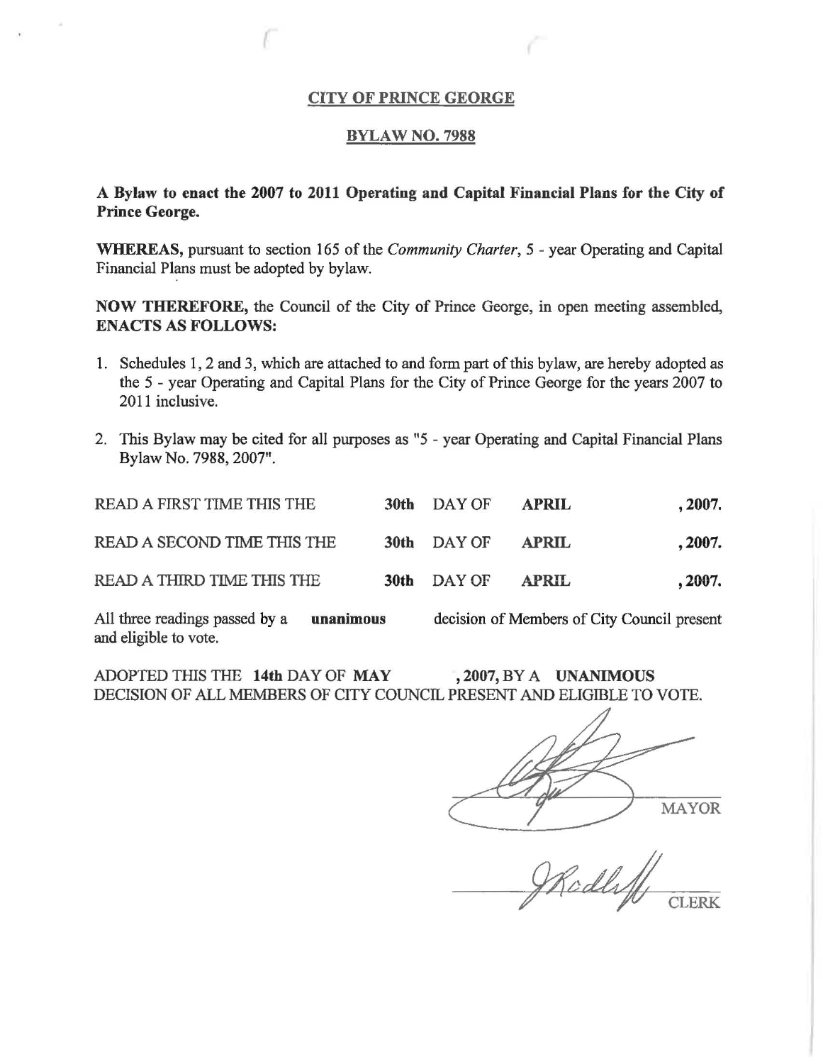# CITY OF PRINCE GEORGE

## BYLAW NO. 7988

**A Bylaw to enact the 2007 to 2011 Operating and Capital Financial Plans for the City of Prince George.**

**WHEREAS,** pursuant to section 165 of the *Community Charter*, 5 - year Operating and Capital Financial Plans must be adopted by bylaw.

**NOW THEREFORE,** the Council of the City of Prince George, in open meeting assembled, **ENACTS AS FOLLOWS:**

1. Schedules 1, 2 and 3, which are attached to and form part of this bylaw, are hereby adopted as the 5 - year Operating and Capital Plans for the City of Prince George for the years 2007 to 2011 inclusive.
2. This Bylaw may be cited for all purposes as "5 - year Operating and Capital Financial Plans Bylaw No. 7988, 2007".

READ A FIRST TIME THIS THE **30th** DAY OF **APRIL** **, 2007.**

READ A SECOND TIME THIS THE **30th** DAY OF **APRIL** **, 2007.**

READ A THIRD TIME THIS THE **30th** DAY OF **APRIL** **, 2007.**

All three readings passed by a **unanimous** decision of Members of City Council present and eligible to vote.

ADOPTED THIS THE **14th** DAY OF **MAY** **, 2007,** BY A **UNANIMOUS** DECISION OF ALL MEMBERS OF CITY COUNCIL PRESENT AND ELIGIBLE TO VOTE.

MAYOR

CLERK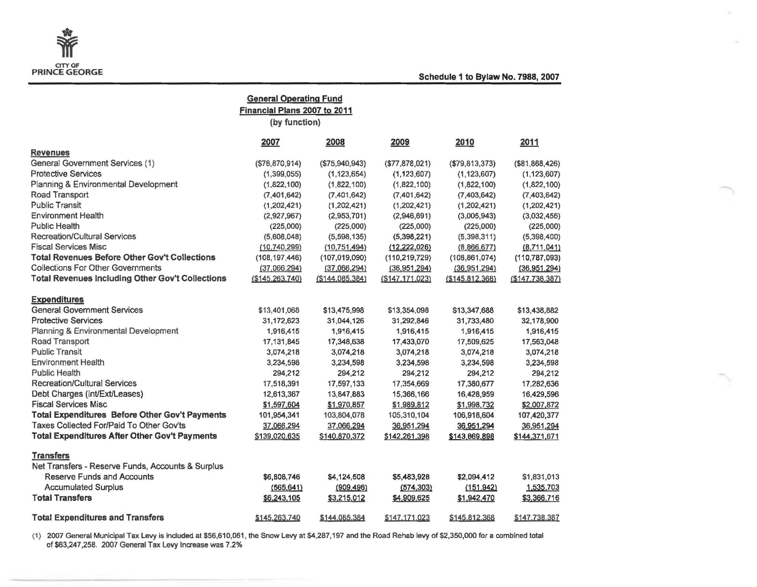CITY OF PRINCE GEORGE

**Schedule 1 to Bylaw No. 7988, 2007**

## General Operating Fund
## Financial Plans 2007 to 2011
### (by function)

| | 2007 | 2008 | 2009 | 2010 | 2011 |
|---|---|---|---|---|---|
| **Revenues** | | | | | |
| General Government Services (1) | ($76,870,914) | ($75,940,943) | ($77,878,021) | ($79,813,373) | ($81,868,426) |
| Protective Services | (1,399,055) | (1,123,654) | (1,123,607) | (1,123,607) | (1,123,607) |
| Planning & Environmental Development | (1,822,100) | (1,822,100) | (1,822,100) | (1,822,100) | (1,822,100) |
| Road Transport | (7,401,642) | (7,401,642) | (7,401,642) | (7,403,642) | (7,403,642) |
| Public Transit | (1,202,421) | (1,202,421) | (1,202,421) | (1,202,421) | (1,202,421) |
| Environment Health | (2,927,967) | (2,953,701) | (2,946,691) | (3,005,943) | (3,032,456) |
| Public Health | (225,000) | (225,000) | (225,000) | (225,000) | (225,000) |
| Recreation/Cultural Services | (5,608,048) | (5,598,135) | (5,398,221) | (5,398,311) | (5,398,400) |
| Fiscal Services Misc | (10,740,299) | (10,751,494) | (12,222,026) | (8,866,677) | (8,711,041) |
| **Total Revenues Before Other Gov't Collections** | (108,197,446) | (107,019,090) | (110,219,729) | (108,861,074) | (110,787,093) |
| Collections For Other Governments | (37,066,294) | (37,066,294) | (36,951,294) | (36,951,294) | (36,951,294) |
| **Total Revenues Including Other Gov't Collections** | ($145,263,740) | ($144,085,384) | ($147,171,023) | ($145,812,368) | ($147,738,387) |
| **Expenditures** | | | | | |
| General Government Services | $13,401,068 | $13,475,998 | $13,354,098 | $13,347,688 | $13,438,882 |
| Protective Services | 31,172,623 | 31,044,126 | 31,292,846 | 31,733,480 | 32,178,900 |
| Planning & Environmental Development | 1,916,415 | 1,916,415 | 1,916,415 | 1,916,415 | 1,916,415 |
| Road Transport | 17,131,845 | 17,348,638 | 17,433,070 | 17,509,625 | 17,563,048 |
| Public Transit | 3,074,218 | 3,074,218 | 3,074,218 | 3,074,218 | 3,074,218 |
| Environment Health | 3,234,598 | 3,234,598 | 3,234,598 | 3,234,598 | 3,234,598 |
| Public Health | 294,212 | 294,212 | 294,212 | 294,212 | 294,212 |
| Recreation/Cultural Services | 17,518,391 | 17,597,133 | 17,354,669 | 17,380,677 | 17,282,636 |
| Debt Charges (Int/Ext/Leases) | 12,613,367 | 13,847,883 | 15,366,166 | 16,428,959 | 16,429,596 |
| Fiscal Services Misc | $1,597,604 | $1,970,857 | $1,989,812 | $1,998,732 | $2,007,872 |
| **Total Expenditures Before Other Gov't Payments** | 101,954,341 | 103,804,078 | 105,310,104 | 106,918,604 | 107,420,377 |
| Taxes Collected For/Paid To Other Gov'ts | 37,066,294 | 37,066,294 | 36,951,294 | 36,951,294 | 36,951,294 |
| **Total Expenditures After Other Gov't Payments** | $139,020,635 | $140,870,372 | $142,261,398 | $143,869,898 | $144,371,671 |
| **Transfers** | | | | | |
| Net Transfers - Reserve Funds, Accounts & Surplus | | | | | |
| Reserve Funds and Accounts | $6,808,746 | $4,124,508 | $5,483,928 | $2,094,412 | $1,831,013 |
| Accumulated Surplus | (565,641) | (909,496) | (574,303) | (151,942) | 1,535,703 |
| **Total Transfers** | $6,243,105 | $3,215,012 | $4,909,625 | $1,942,470 | $3,366,716 |
| **Total Expenditures and Transfers** | $145,263,740 | $144,085,384 | $147,171,023 | $145,812,368 | $147,738,387 |

(1) 2007 General Municipal Tax Levy is included at $56,610,061, the Snow Levy at $4,287,197 and the Road Rehab levy of $2,350,000 for a combined total of $63,247,258. 2007 General Tax Levy Increase was 7.2%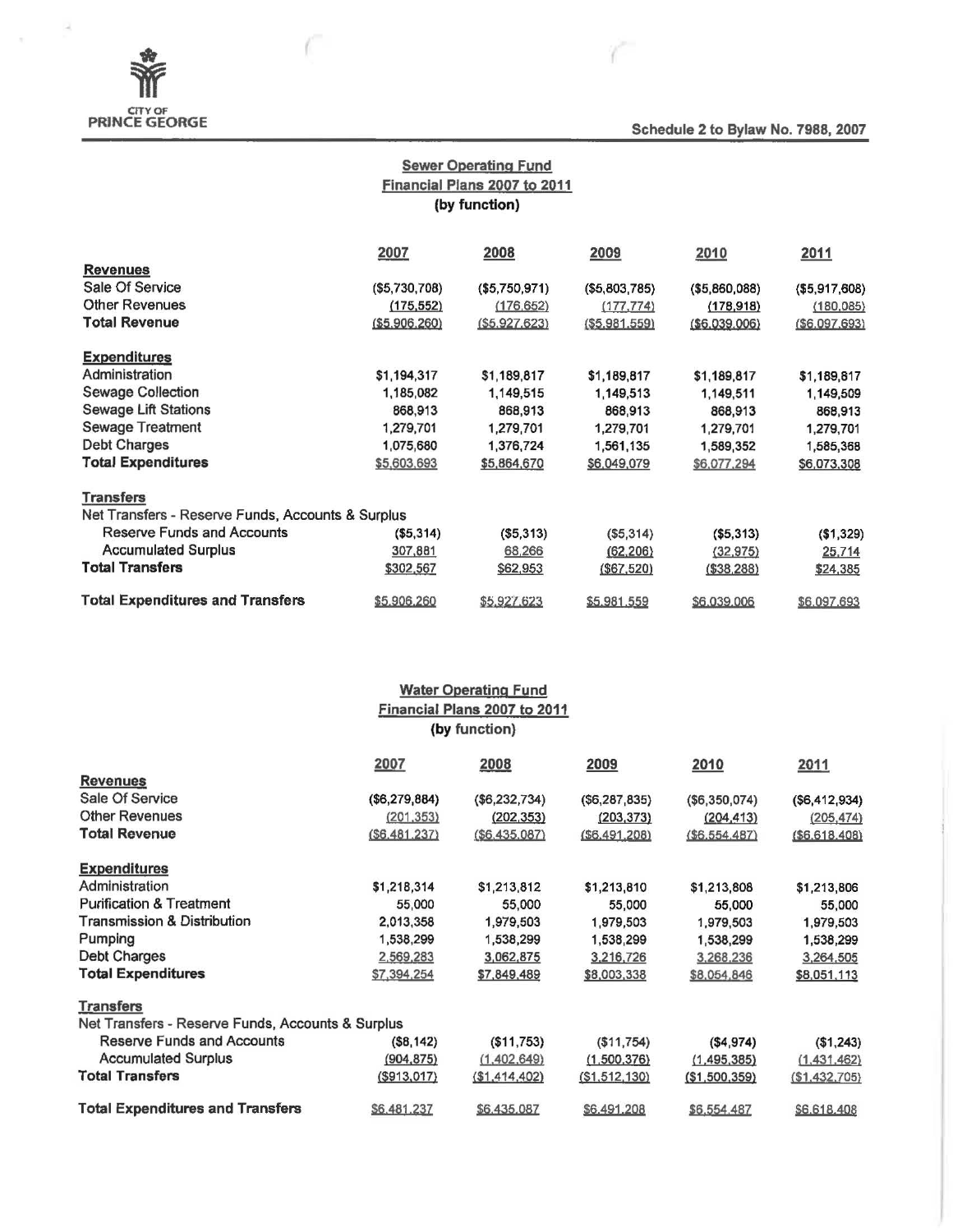CITY OF PRINCE GEORGE

Schedule 2 to Bylaw No. 7988, 2007

## Sewer Operating Fund
## Financial Plans 2007 to 2011
### (by function)

| | 2007 | 2008 | 2009 | 2010 | 2011 |
|---|---|---|---|---|---|
| **Revenues** | | | | | |
| Sale Of Service | ($5,730,708) | ($5,750,971) | ($5,803,785) | ($5,860,088) | ($5,917,608) |
| Other Revenues | (175,552) | (176,652) | (177,774) | (178,918) | (180,085) |
| **Total Revenue** | ($5,906,260) | ($5,927,623) | ($5,981,559) | ($6,039,006) | ($6,097,693) |
| **Expenditures** | | | | | |
| Administration | $1,194,317 | $1,189,817 | $1,189,817 | $1,189,817 | $1,189,817 |
| Sewage Collection | 1,185,082 | 1,149,515 | 1,149,513 | 1,149,511 | 1,149,509 |
| Sewage Lift Stations | 868,913 | 868,913 | 868,913 | 868,913 | 868,913 |
| Sewage Treatment | 1,279,701 | 1,279,701 | 1,279,701 | 1,279,701 | 1,279,701 |
| Debt Charges | 1,075,680 | 1,376,724 | 1,561,135 | 1,589,352 | 1,585,368 |
| **Total Expenditures** | $5,603,693 | $5,864,670 | $6,049,079 | $6,077,294 | $6,073,308 |
| **Transfers** | | | | | |
| Net Transfers - Reserve Funds, Accounts & Surplus | | | | | |
| Reserve Funds and Accounts | ($5,314) | ($5,313) | ($5,314) | ($5,313) | ($1,329) |
| Accumulated Surplus | 307,881 | 68,266 | (62,206) | (32,975) | 25,714 |
| **Total Transfers** | $302,567 | $62,953 | ($67,520) | ($38,288) | $24,385 |
| **Total Expenditures and Transfers** | $5,906,260 | $5,927,623 | $5,981,559 | $6,039,006 | $6,097,693 |

## Water Operating Fund
## Financial Plans 2007 to 2011
### (by function)

| | 2007 | 2008 | 2009 | 2010 | 2011 |
|---|---|---|---|---|---|
| **Revenues** | | | | | |
| Sale Of Service | ($6,279,884) | ($6,232,734) | ($6,287,835) | ($6,350,074) | ($6,412,934) |
| Other Revenues | (201,353) | (202,353) | (203,373) | (204,413) | (205,474) |
| **Total Revenue** | ($6,481,237) | ($6,435,087) | ($6,491,208) | ($6,554,487) | ($6,618,408) |
| **Expenditures** | | | | | |
| Administration | $1,218,314 | $1,213,812 | $1,213,810 | $1,213,808 | $1,213,806 |
| Purification & Treatment | 55,000 | 55,000 | 55,000 | 55,000 | 55,000 |
| Transmission & Distribution | 2,013,358 | 1,979,503 | 1,979,503 | 1,979,503 | 1,979,503 |
| Pumping | 1,538,299 | 1,538,299 | 1,538,299 | 1,538,299 | 1,538,299 |
| Debt Charges | 2,569,283 | 3,062,875 | 3,216,726 | 3,268,236 | 3,264,505 |
| **Total Expenditures** | $7,394,254 | $7,849,489 | $8,003,338 | $8,054,846 | $8,051,113 |
| **Transfers** | | | | | |
| Net Transfers - Reserve Funds, Accounts & Surplus | | | | | |
| Reserve Funds and Accounts | ($8,142) | ($11,753) | ($11,754) | ($4,974) | ($1,243) |
| Accumulated Surplus | (904,875) | (1,402,649) | (1,500,376) | (1,495,385) | (1,431,462) |
| **Total Transfers** | ($913,017) | ($1,414,402) | ($1,512,130) | ($1,500,359) | ($1,432,705) |
| **Total Expenditures and Transfers** | $6,481,237 | $6,435,087 | $6,491,208 | $6,554,487 | $6,618,408 |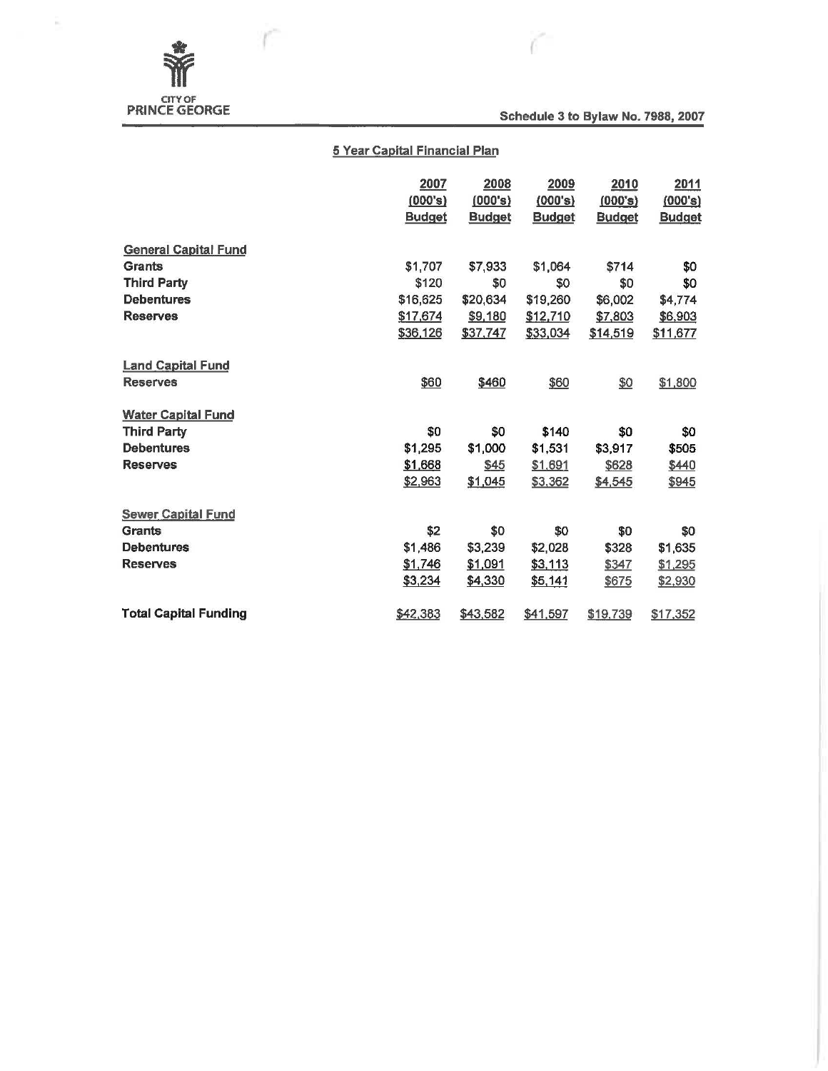CITY OF PRINCE GEORGE

Schedule 3 to Bylaw No. 7988, 2007

## 5 Year Capital Financial Plan

| | 2007 (000's) Budget | 2008 (000's) Budget | 2009 (000's) Budget | 2010 (000's) Budget | 2011 (000's) Budget |
|---|---|---|---|---|---|
| **General Capital Fund** | | | | | |
| **Grants** | $1,707 | $7,933 | $1,064 | $714 | $0 |
| **Third Party** | $120 | $0 | $0 | $0 | $0 |
| **Debentures** | $16,625 | $20,634 | $19,260 | $6,002 | $4,774 |
| **Reserves** | $17,674 | $9,180 | $12,710 | $7,803 | $6,903 |
| | $36,126 | $37,747 | $33,034 | $14,519 | $11,677 |
| **Land Capital Fund** | | | | | |
| **Reserves** | $60 | $460 | $60 | $0 | $1,800 |
| **Water Capital Fund** | | | | | |
| **Third Party** | $0 | $0 | $140 | $0 | $0 |
| **Debentures** | $1,295 | $1,000 | $1,531 | $3,917 | $505 |
| **Reserves** | $1,668 | $45 | $1,691 | $628 | $440 |
| | $2,963 | $1,045 | $3,362 | $4,545 | $945 |
| **Sewer Capital Fund** | | | | | |
| **Grants** | $2 | $0 | $0 | $0 | $0 |
| **Debentures** | $1,486 | $3,239 | $2,028 | $328 | $1,635 |
| **Reserves** | $1,746 | $1,091 | $3,113 | $347 | $1,295 |
| | $3,234 | $4,330 | $5,141 | $675 | $2,930 |
| **Total Capital Funding** | $42,383 | $43,582 | $41,597 | $19,739 | $17,352 |